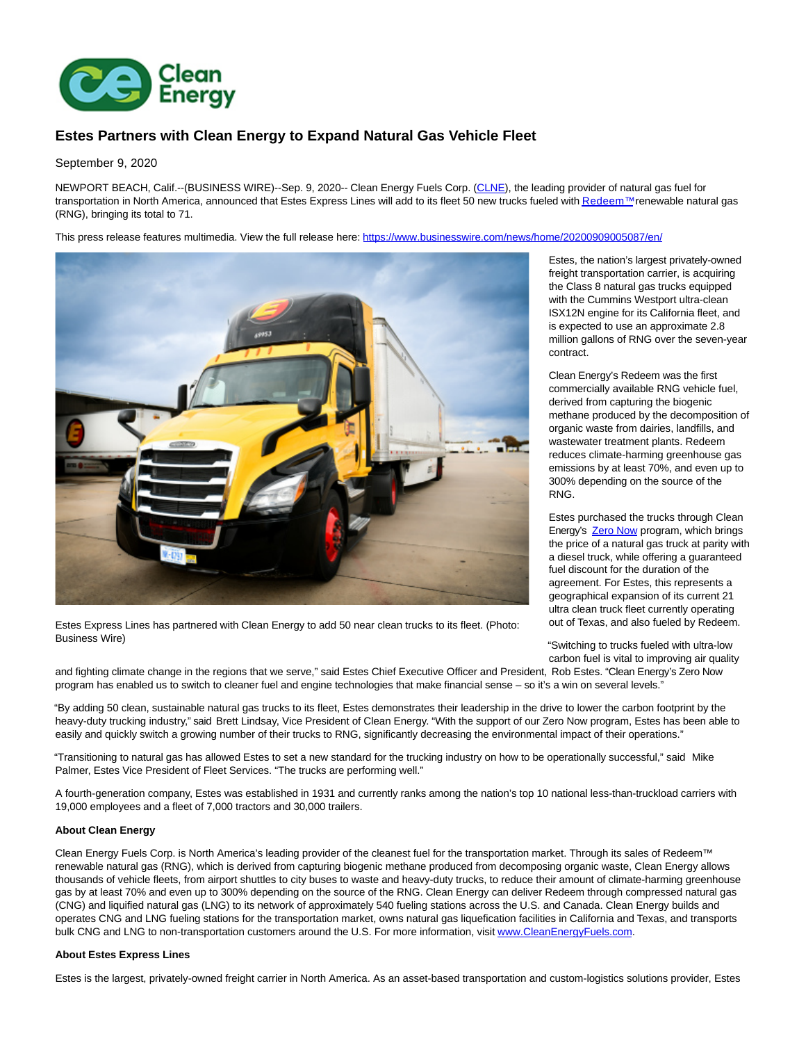# Estes Partners with Clean Energy to Expand Natural Gas Vehicle Fleet

September 9, 2020

NEWPORT BEACH, Calif.--(BUSINESS WIRE)--Sep. 9, 2020-- Clean Energy Fuels Corp. (CLNE), the leading provider of natural gas fuel for transportation in North America, announced that Estes Express Lines will add to its fleet 50 new trucks fueled with Redeem™ renewable natural gas (RNG), bringing its total to 71.

This press release features multimedia. View the full release here: https://www.businesswire.com/news/home/20200909005087/en/

Estes Express Lines has partnered with Clean Energy to add 50 near clean trucks to its fleet. (Photo: Business Wire)

Estes, the nation's largest privately-owned freight transportation carrier, is acquiring the Class 8 natural gas trucks equipped with the Cummins Westport ultra-clean ISX12N engine for its California fleet, and is expected to use an approximate 2.8 million gallons of RNG over the seven-year contract.

Clean Energy's Redeem was the first commercially available RNG vehicle fuel, derived from capturing the biogenic methane produced by the decomposition of organic waste from dairies, landfills, and wastewater treatment plants. Redeem reduces climate-harming greenhouse gas emissions by at least 70%, and even up to 300% depending on the source of the RNG.

Estes purchased the trucks through Clean Energy's Zero Now program, which brings the price of a natural gas truck at parity with a diesel truck, while offering a guaranteed fuel discount for the duration of the agreement. For Estes, this represents a geographical expansion of its current 21 ultra clean truck fleet currently operating out of Texas, and also fueled by Redeem.

"Switching to trucks fueled with ultra-low carbon fuel is vital to improving air quality and fighting climate change in the regions that we serve," said Estes Chief Executive Officer and President, Rob Estes. "Clean Energy's Zero Now program has enabled us to switch to cleaner fuel and engine technologies that make financial sense – so it's a win on several levels."

"By adding 50 clean, sustainable natural gas trucks to its fleet, Estes demonstrates their leadership in the drive to lower the carbon footprint by the heavy-duty trucking industry," said Brett Lindsay, Vice President of Clean Energy. "With the support of our Zero Now program, Estes has been able to easily and quickly switch a growing number of their trucks to RNG, significantly decreasing the environmental impact of their operations."

"Transitioning to natural gas has allowed Estes to set a new standard for the trucking industry on how to be operationally successful," said Mike Palmer, Estes Vice President of Fleet Services. "The trucks are performing well."

A fourth-generation company, Estes was established in 1931 and currently ranks among the nation's top 10 national less-than-truckload carriers with 19,000 employees and a fleet of 7,000 tractors and 30,000 trailers.

**About Clean Energy**

Clean Energy Fuels Corp. is North America's leading provider of the cleanest fuel for the transportation market. Through its sales of Redeem™ renewable natural gas (RNG), which is derived from capturing biogenic methane produced from decomposing organic waste, Clean Energy allows thousands of vehicle fleets, from airport shuttles to city buses to waste and heavy-duty trucks, to reduce their amount of climate-harming greenhouse gas by at least 70% and even up to 300% depending on the source of the RNG. Clean Energy can deliver Redeem through compressed natural gas (CNG) and liquified natural gas (LNG) to its network of approximately 540 fueling stations across the U.S. and Canada. Clean Energy builds and operates CNG and LNG fueling stations for the transportation market, owns natural gas liquefication facilities in California and Texas, and transports bulk CNG and LNG to non-transportation customers around the U.S. For more information, visit www.CleanEnergyFuels.com.

**About Estes Express Lines**

Estes is the largest, privately-owned freight carrier in North America. As an asset-based transportation and custom-logistics solutions provider, Estes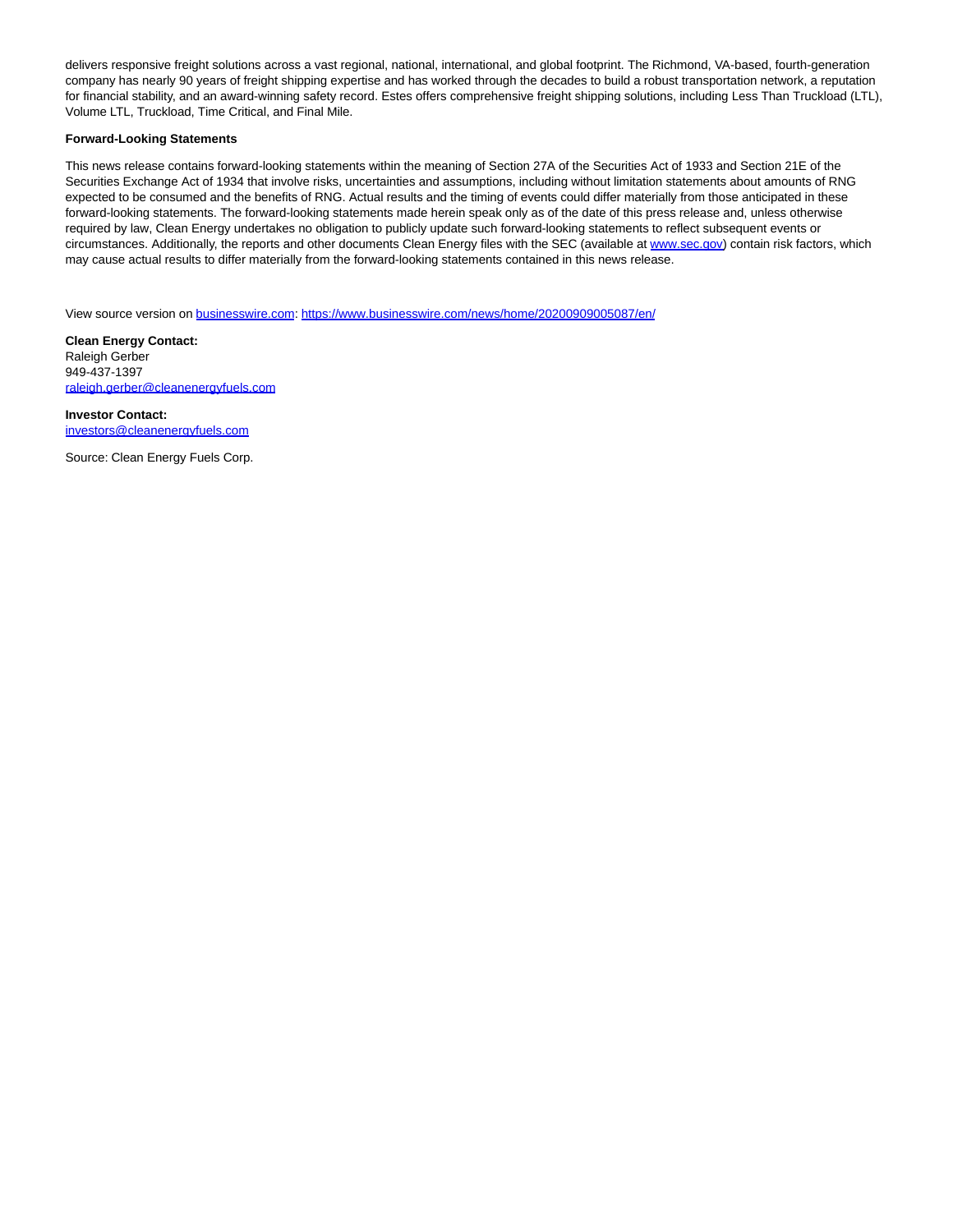delivers responsive freight solutions across a vast regional, national, international, and global footprint. The Richmond, VA-based, fourth-generation company has nearly 90 years of freight shipping expertise and has worked through the decades to build a robust transportation network, a reputation for financial stability, and an award-winning safety record. Estes offers comprehensive freight shipping solutions, including Less Than Truckload (LTL), Volume LTL, Truckload, Time Critical, and Final Mile.

**Forward-Looking Statements**

This news release contains forward-looking statements within the meaning of Section 27A of the Securities Act of 1933 and Section 21E of the Securities Exchange Act of 1934 that involve risks, uncertainties and assumptions, including without limitation statements about amounts of RNG expected to be consumed and the benefits of RNG. Actual results and the timing of events could differ materially from those anticipated in these forward-looking statements. The forward-looking statements made herein speak only as of the date of this press release and, unless otherwise required by law, Clean Energy undertakes no obligation to publicly update such forward-looking statements to reflect subsequent events or circumstances. Additionally, the reports and other documents Clean Energy files with the SEC (available at www.sec.gov) contain risk factors, which may cause actual results to differ materially from the forward-looking statements contained in this news release.

View source version on businesswire.com: https://www.businesswire.com/news/home/20200909005087/en/

**Clean Energy Contact:**
Raleigh Gerber
949-437-1397
raleigh.gerber@cleanenergyfuels.com

**Investor Contact:**
investors@cleanenergyfuels.com

Source: Clean Energy Fuels Corp.